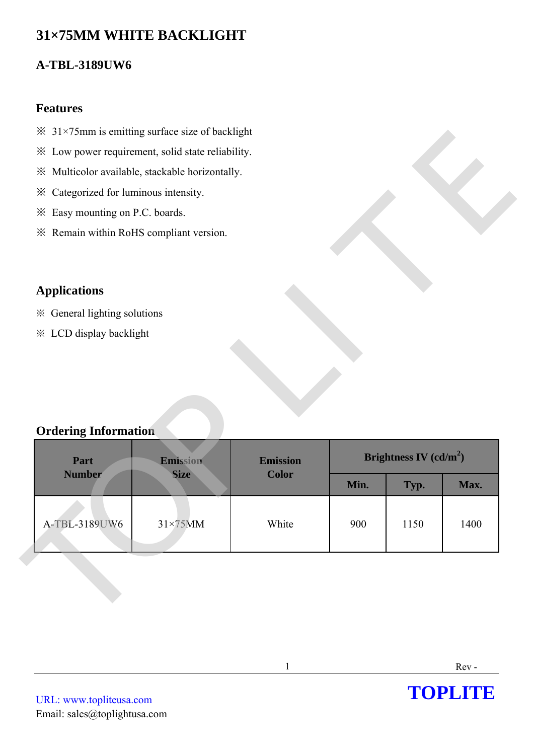# 31×75MM WHITE BACKLIGHT

## A-TBL-3189UW6

### Features

※ 31×75mm is emitting surface size of backlight

※ Low power requirement, solid state reliability.

※ Multicolor available, stackable horizontally.

※ Categorized for luminous intensity.

※ Easy mounting on P.C. boards.

※ Remain within RoHS compliant version.

### Applications

※ General lighting solutions

※ LCD display backlight

### Ordering Information

| Part Number | Emission Size | Emission Color | Brightness IV (cd/m$^2$) | | |
|---|---|---|---|---|---|
| | | | Min. | Typ. | Max. |
| A-TBL-3189UW6 | 31×75MM | White | 900 | 1150 | 1400 |

URL: www.topliteusa.com
Email: sales@toplightusa.com

TOPLITE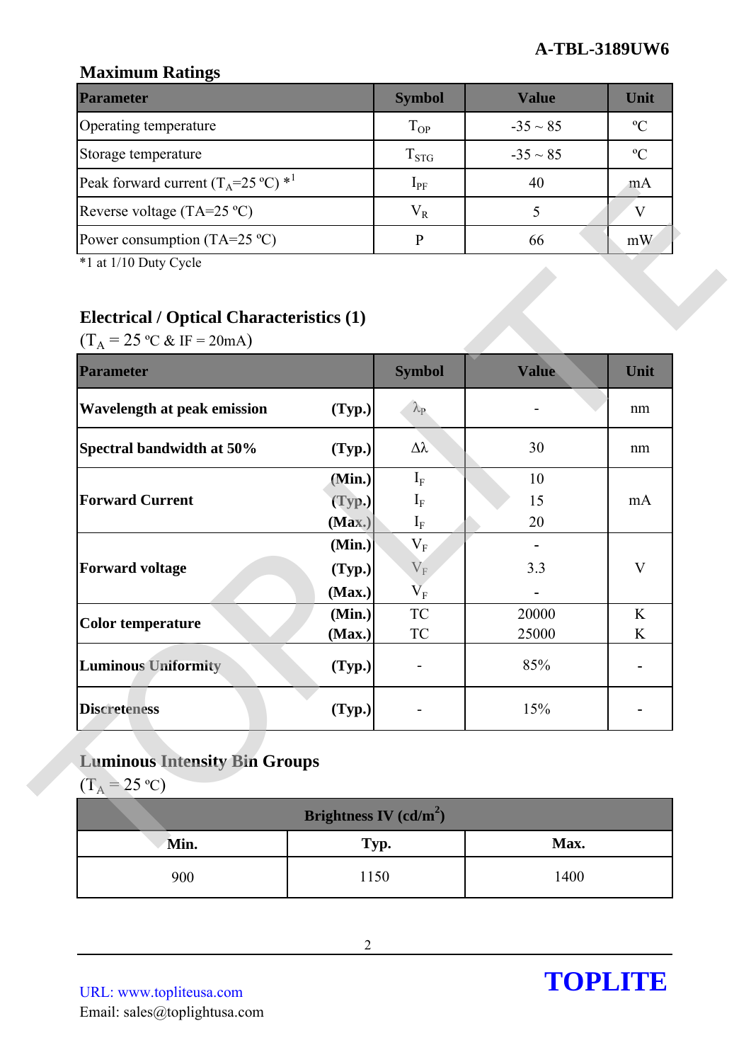## Maximum Ratings

| Parameter | Symbol | Value | Unit |
|---|---|---|---|
| Operating temperature | $T_{OP}$ | -35 ~ 85 | ºC |
| Storage temperature | $T_{STG}$ | -35 ~ 85 | ºC |
| Peak forward current ($T_A$=25 ºC) *1 | $I_{PF}$ | 40 | mA |
| Reverse voltage (TA=25 ºC) | $V_R$ | 5 | V |
| Power consumption (TA=25 ºC) | P | 66 | mW |

*1 at 1/10 Duty Cycle

## Electrical / Optical Characteristics (1)

($T_A$ = 25 ºC & IF = 20mA)

| Parameter | | Symbol | Value | Unit |
|---|---|---|---|---|
| **Wavelength at peak emission** | **(Typ.)** | $\lambda_P$ | - | nm |
| **Spectral bandwidth at 50%** | **(Typ.)** | $\Delta\lambda$ | 30 | nm |
| **Forward Current** | **(Min.)** | $I_F$ | 10 | mA |
| | **(Typ.)** | $I_F$ | 15 | |
| | **(Max.)** | $I_F$ | 20 | |
| **Forward voltage** | **(Min.)** | $V_F$ | - | V |
| | **(Typ.)** | $V_F$ | 3.3 | |
| | **(Max.)** | $V_F$ | - | |
| **Color temperature** | **(Min.)** | TC | 20000 | K |
| | **(Max.)** | TC | 25000 | K |
| **Luminous Uniformity** | **(Typ.)** | - | 85% | - |
| **Discreteness** | **(Typ.)** | - | 15% | - |

## Luminous Intensity Bin Groups

($T_A$ = 25 ºC)

| Brightness IV (cd/m²) | | |
|---|---|---|
| **Min.** | **Typ.** | **Max.** |
| 900 | 1150 | 1400 |

URL: www.topliteusa.com
Email: sales@toplightusa.com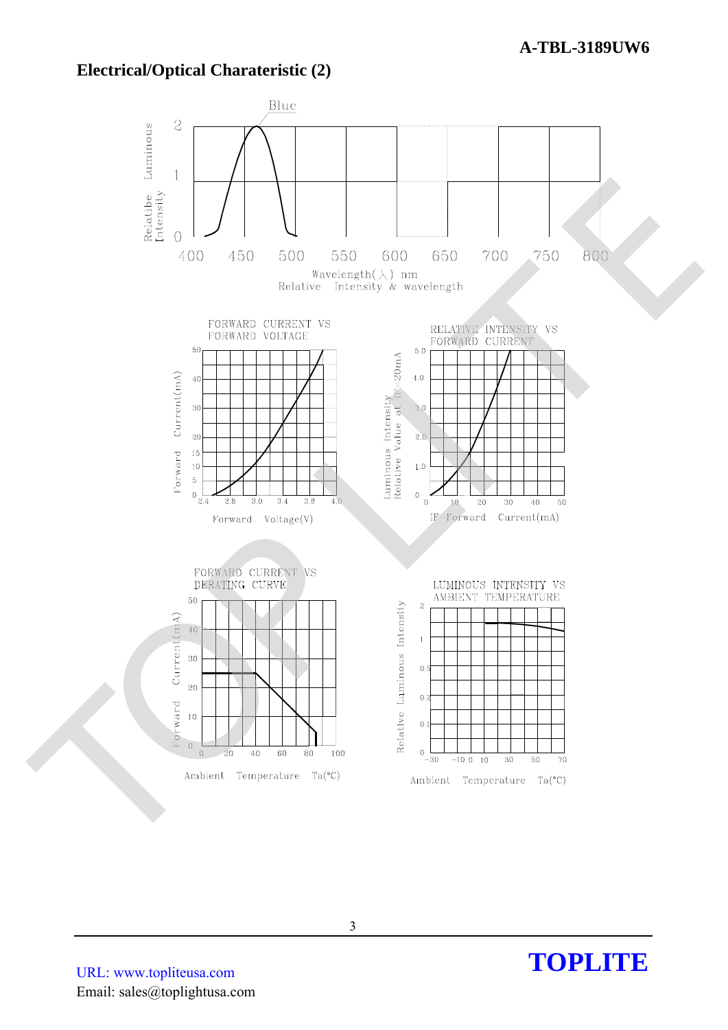## Electrical/Optical Charateristic (2)

Blue

Relatibe Luminous Intensity

Wavelength(λ) nm

Relative Intensity & wavelength

FORWARD CURRENT VS FORWARD VOLTAGE

Forward Current(mA)

Forward Voltage(V)

RELATIVE INTENSITY VS FORWARD CURRENT

Luminous Intensity Relative Value at IF=20mA

IF-Forward Current(mA)

FORWARD CURRENT VS DERATING CURVE

Forward Current(mA)

Ambient Temperature Ta(°C)

LUMINOUS INTENSITY VS AMBIENT TEMPERATURE

Relative Luminous Intensity

Ambient Temperature Ta(°C)

URL: www.topliteusa.com
Email: sales@toplightusa.com

**TOPLITE**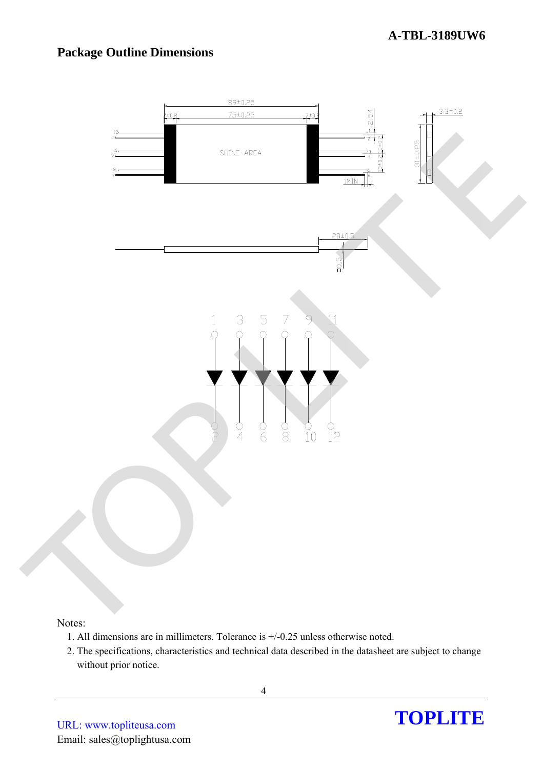## Package Outline Dimensions

Notes:

1. All dimensions are in millimeters. Tolerance is +/-0.25 unless otherwise noted.
2. The specifications, characteristics and technical data described in the datasheet are subject to change without prior notice.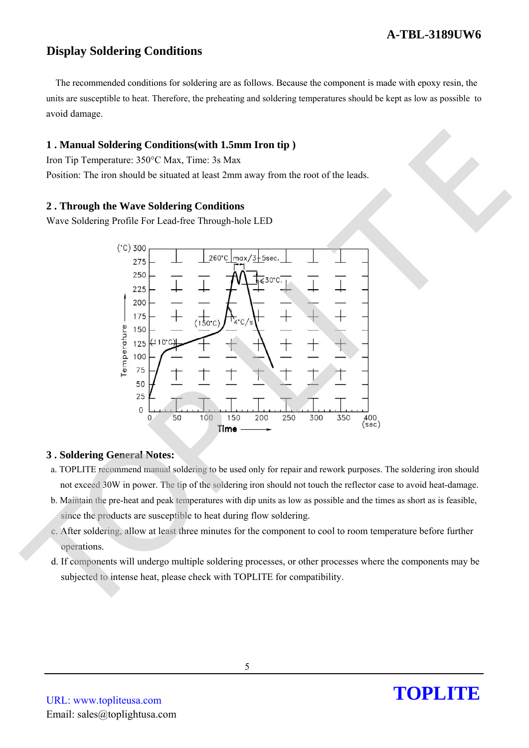## Display Soldering Conditions

The recommended conditions for soldering are as follows. Because the component is made with epoxy resin, the units are susceptible to heat. Therefore, the preheating and soldering temperatures should be kept as low as possible to avoid damage.

### 1 . Manual Soldering Conditions(with 1.5mm Iron tip )

Iron Tip Temperature: 350°C Max, Time: 3s Max

Position: The iron should be situated at least 2mm away from the root of the leads.

### 2 . Through the Wave Soldering Conditions

Wave Soldering Profile For Lead-free Through-hole LED

(°C) 300
275
250
225
200
175
150
125
100
75
50
25
0
Temperature
260°C max/3~5sec.
30°C.
4°C/s
(150°C)
110°C
0 50 100 150 200 250 300 350 400 (sec)
Time

### 3 . Soldering General Notes:

a. TOPLITE recommend manual soldering to be used only for repair and rework purposes. The soldering iron should not exceed 30W in power. The tip of the soldering iron should not touch the reflector case to avoid heat-damage.

b. Maintain the pre-heat and peak temperatures with dip units as low as possible and the times as short as is feasible, since the products are susceptible to heat during flow soldering.

c. After soldering, allow at least three minutes for the component to cool to room temperature before further operations.

d. If components will undergo multiple soldering processes, or other processes where the components may be subjected to intense heat, please check with TOPLITE for compatibility.

URL: www.topliteusa.com
Email: sales@toplightusa.com

**TOPLITE**